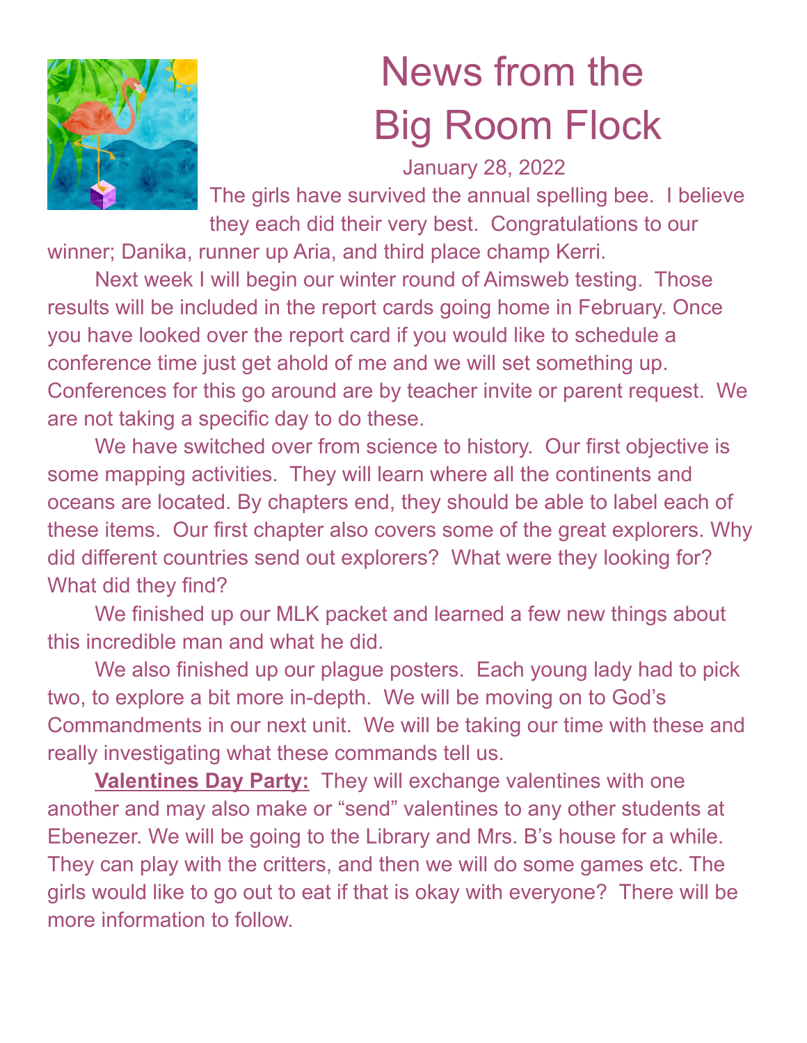# News from the Big Room Flock

January 28, 2022

The girls have survived the annual spelling bee. I believe they each did their very best. Congratulations to our winner; Danika, runner up Aria, and third place champ Kerri.

Next week I will begin our winter round of Aimsweb testing. Those results will be included in the report cards going home in February. Once you have looked over the report card if you would like to schedule a conference time just get ahold of me and we will set something up. Conferences for this go around are by teacher invite or parent request. We are not taking a specific day to do these.

We have switched over from science to history. Our first objective is some mapping activities. They will learn where all the continents and oceans are located. By chapters end, they should be able to label each of these items. Our first chapter also covers some of the great explorers. Why did different countries send out explorers? What were they looking for? What did they find?

We finished up our MLK packet and learned a few new things about this incredible man and what he did.

We also finished up our plague posters. Each young lady had to pick two, to explore a bit more in-depth. We will be moving on to God's Commandments in our next unit. We will be taking our time with these and really investigating what these commands tell us.

**Valentines Day Party:** They will exchange valentines with one another and may also make or "send" valentines to any other students at Ebenezer. We will be going to the Library and Mrs. B's house for a while. They can play with the critters, and then we will do some games etc. The girls would like to go out to eat if that is okay with everyone? There will be more information to follow.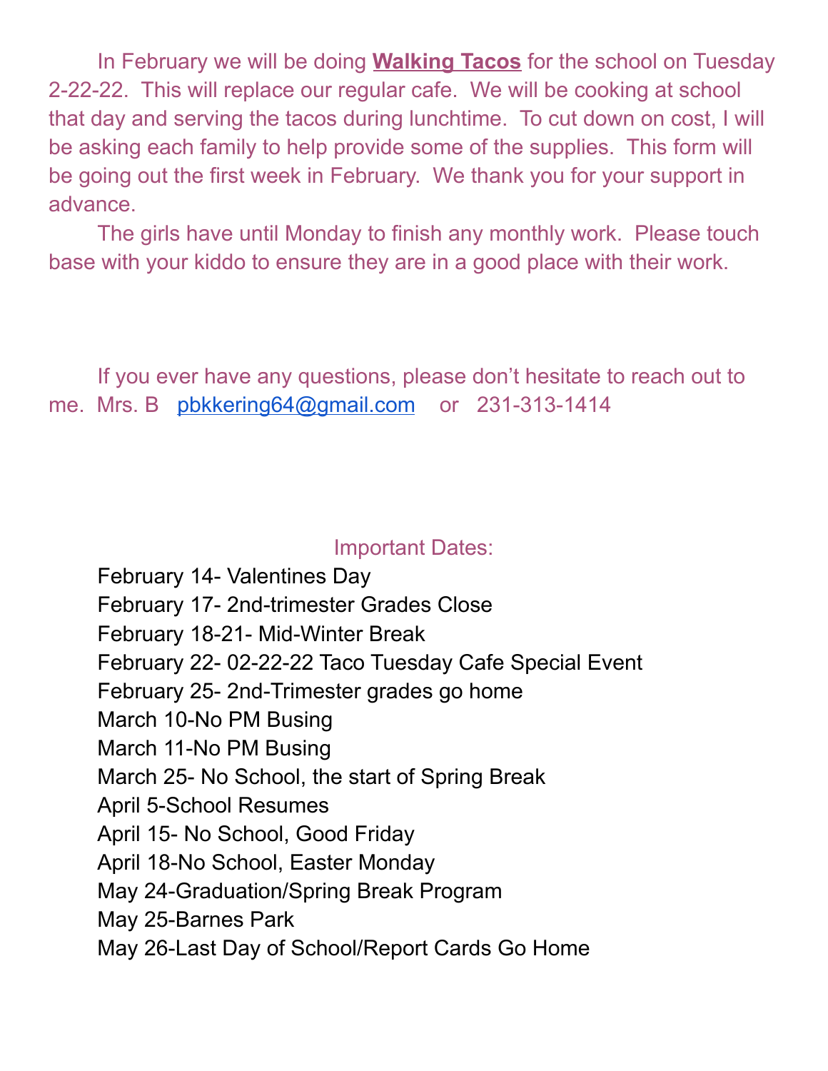In February we will be doing **Walking Tacos** for the school on Tuesday 2-22-22. This will replace our regular cafe. We will be cooking at school that day and serving the tacos during lunchtime. To cut down on cost, I will be asking each family to help provide some of the supplies. This form will be going out the first week in February. We thank you for your support in advance.

The girls have until Monday to finish any monthly work. Please touch base with your kiddo to ensure they are in a good place with their work.

If you ever have any questions, please don't hesitate to reach out to me. Mrs. B pbkkering64@gmail.com or 231-313-1414

Important Dates:

February 14- Valentines Day
February 17- 2nd-trimester Grades Close
February 18-21- Mid-Winter Break
February 22- 02-22-22 Taco Tuesday Cafe Special Event
February 25- 2nd-Trimester grades go home
March 10-No PM Busing
March 11-No PM Busing
March 25- No School, the start of Spring Break
April 5-School Resumes
April 15- No School, Good Friday
April 18-No School, Easter Monday
May 24-Graduation/Spring Break Program
May 25-Barnes Park
May 26-Last Day of School/Report Cards Go Home